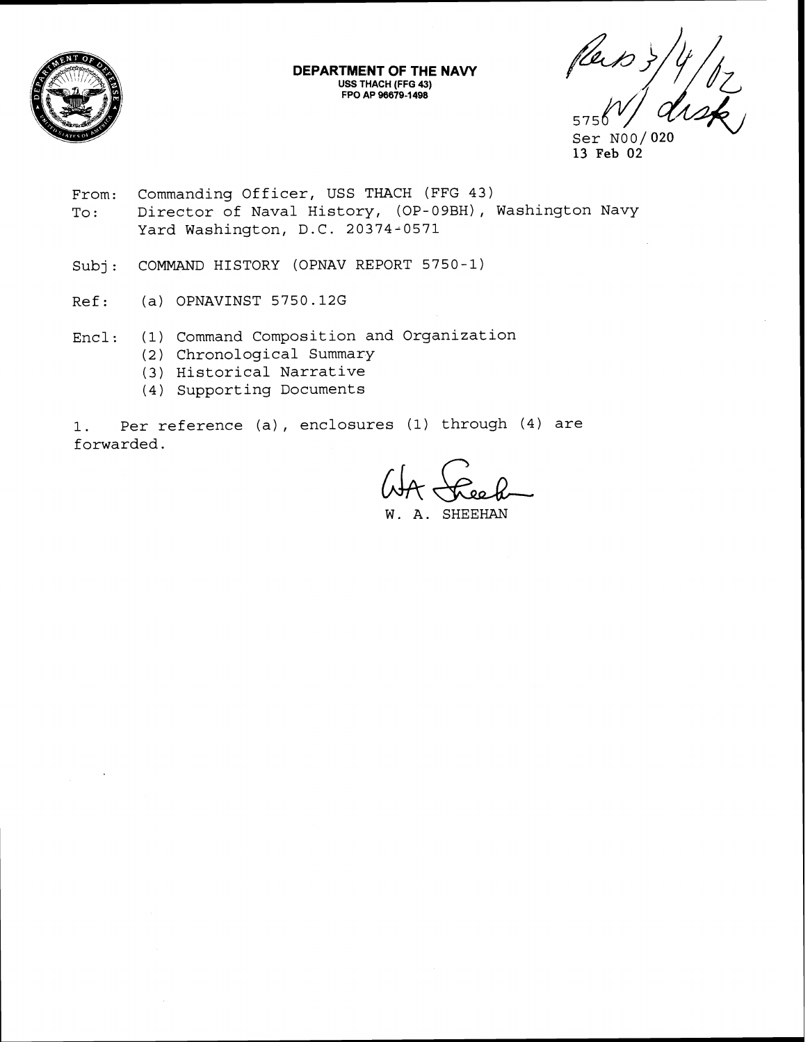**DEPARTMENT OF THE NAVY**
**USS THACH (FFG 43)**
**FPO AP 96679-1498**

Rec'd 3/4/02
w/ disk

5750
Ser N00/020
13 Feb 02

From: Commanding Officer, USS THACH (FFG 43)
To: Director of Naval History, (OP-09BH), Washington Navy Yard Washington, D.C. 20374-0571

Subj: COMMAND HISTORY (OPNAV REPORT 5750-1)

Ref: (a) OPNAVINST 5750.12G

Encl: (1) Command Composition and Organization
(2) Chronological Summary
(3) Historical Narrative
(4) Supporting Documents

1. Per reference (a), enclosures (1) through (4) are forwarded.

W. A. SHEEHAN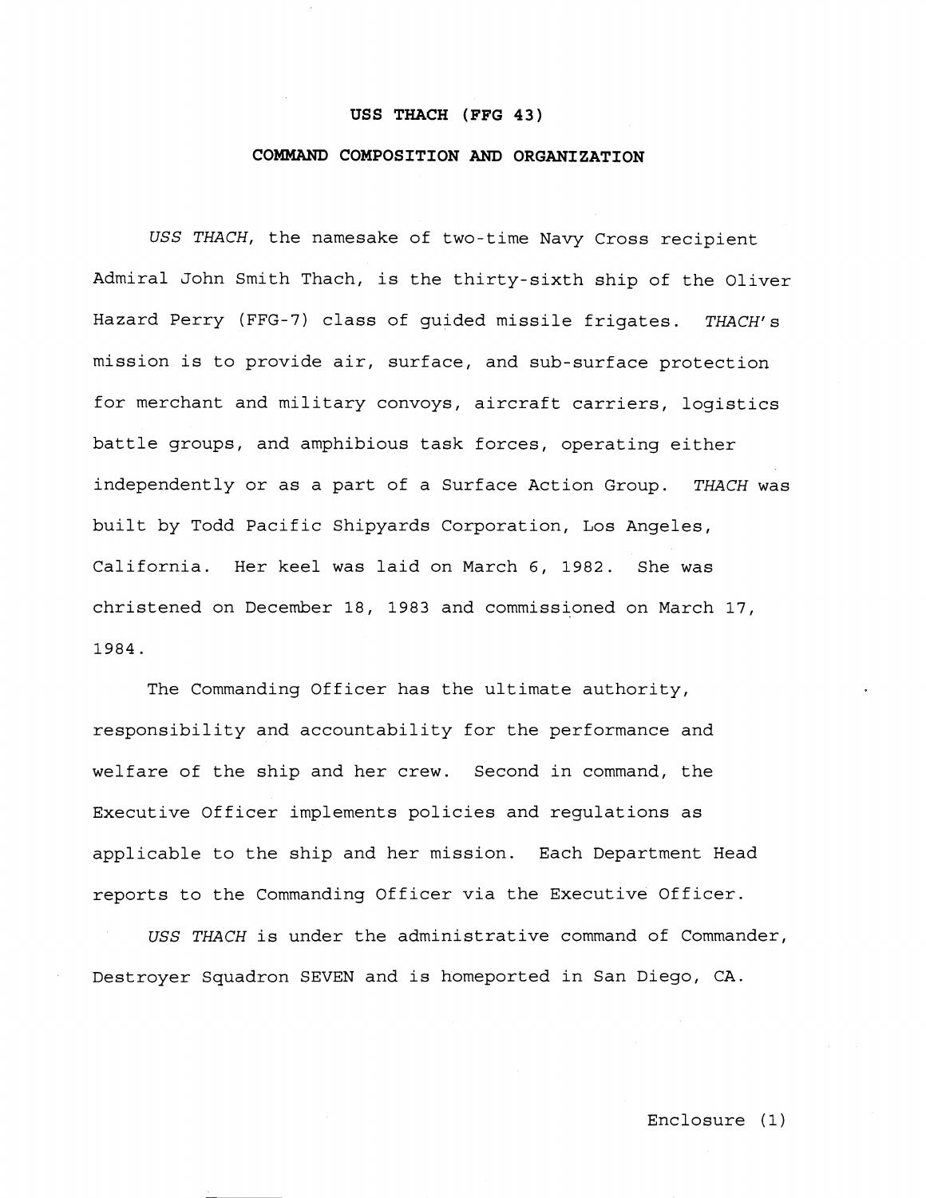# USS THACH (FFG 43)

## COMMAND COMPOSITION AND ORGANIZATION

*USS THACH*, the namesake of two-time Navy Cross recipient Admiral John Smith Thach, is the thirty-sixth ship of the Oliver Hazard Perry (FFG-7) class of guided missile frigates. *THACH's* mission is to provide air, surface, and sub-surface protection for merchant and military convoys, aircraft carriers, logistics battle groups, and amphibious task forces, operating either independently or as a part of a Surface Action Group. *THACH* was built by Todd Pacific Shipyards Corporation, Los Angeles, California. Her keel was laid on March 6, 1982. She was christened on December 18, 1983 and commissioned on March 17, 1984.

The Commanding Officer has the ultimate authority, responsibility and accountability for the performance and welfare of the ship and her crew. Second in command, the Executive Officer implements policies and regulations as applicable to the ship and her mission. Each Department Head reports to the Commanding Officer via the Executive Officer.

*USS THACH* is under the administrative command of Commander, Destroyer Squadron SEVEN and is homeported in San Diego, CA.

Enclosure (1)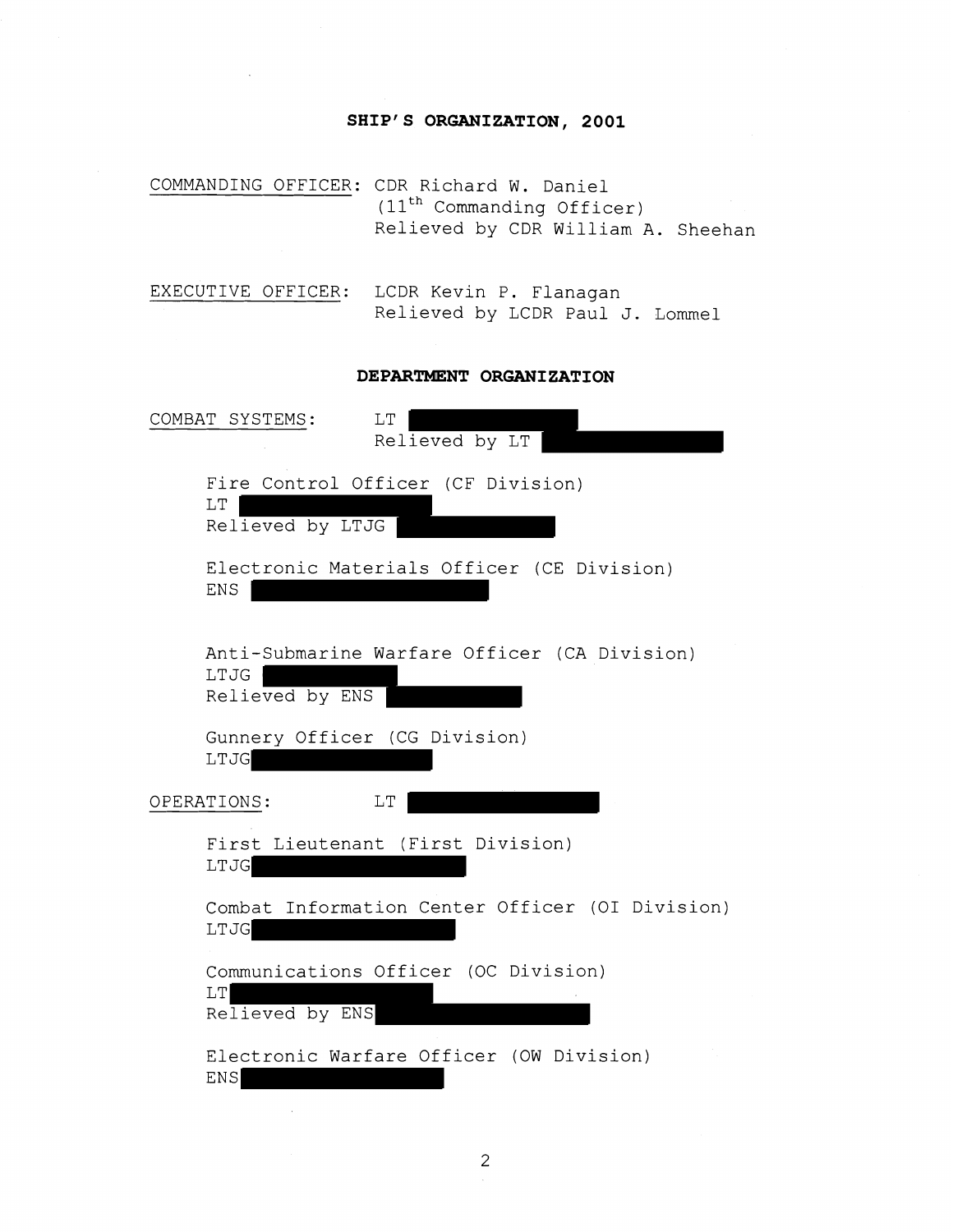## SHIP'S ORGANIZATION, 2001

COMMANDING OFFICER: CDR Richard W. Daniel
(11th Commanding Officer)
Relieved by CDR William A. Sheehan

EXECUTIVE OFFICER: LCDR Kevin P. Flanagan
Relieved by LCDR Paul J. Lommel

### DEPARTMENT ORGANIZATION

COMBAT SYSTEMS: LT [REDACTED]
Relieved by LT [REDACTED]

Fire Control Officer (CF Division)
LT [REDACTED]
Relieved by LTJG [REDACTED]

Electronic Materials Officer (CE Division)
ENS [REDACTED]

Anti-Submarine Warfare Officer (CA Division)
LTJG [REDACTED]
Relieved by ENS [REDACTED]

Gunnery Officer (CG Division)
LTJG [REDACTED]

OPERATIONS: LT [REDACTED]

First Lieutenant (First Division)
LTJG [REDACTED]

Combat Information Center Officer (OI Division)
LTJG [REDACTED]

Communications Officer (OC Division)
LT [REDACTED]
Relieved by ENS [REDACTED]

Electronic Warfare Officer (OW Division)
ENS [REDACTED]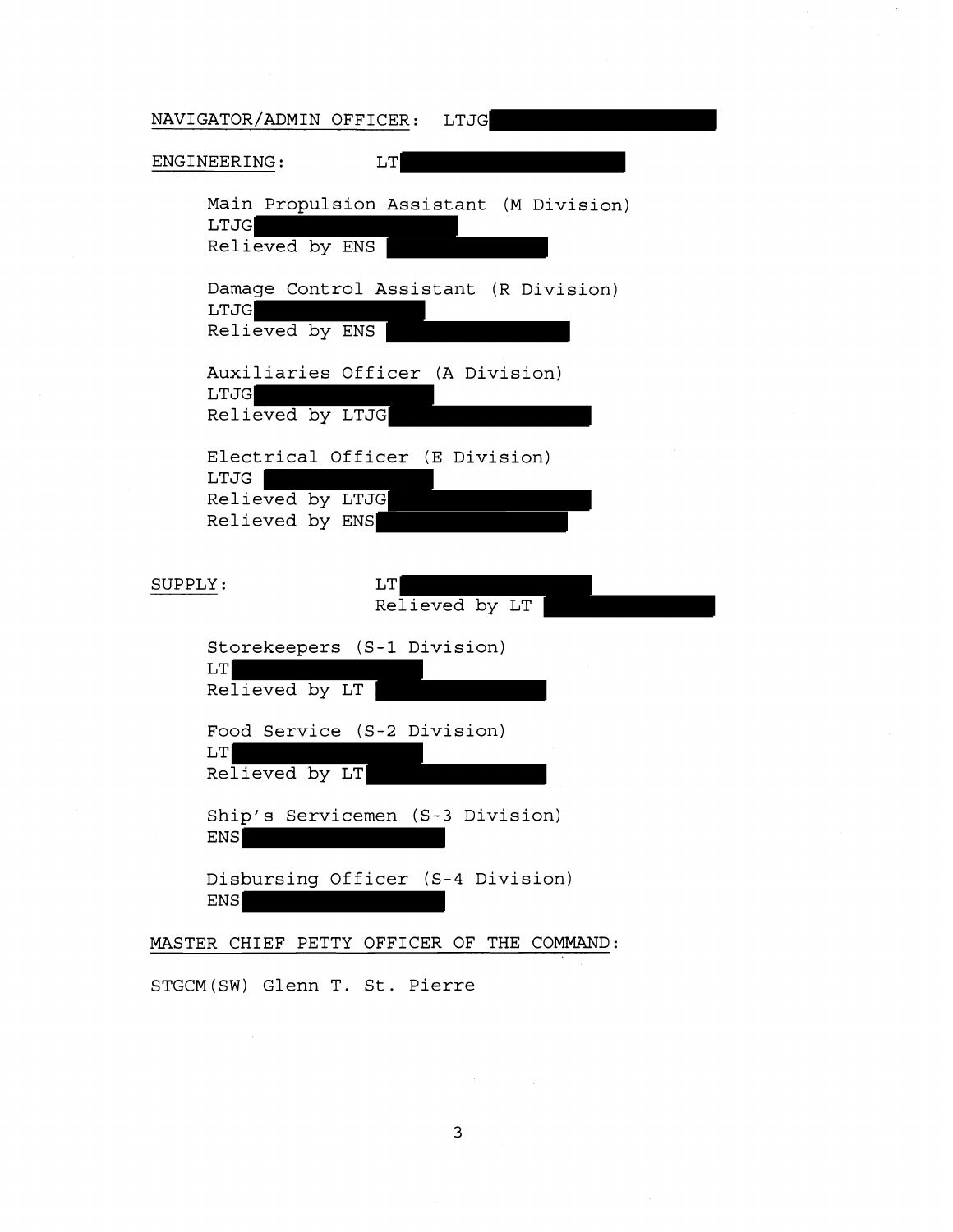NAVIGATOR/ADMIN OFFICER: LTJG

ENGINEERING: LT

Main Propulsion Assistant (M Division)
LTJG
Relieved by ENS

Damage Control Assistant (R Division)
LTJG
Relieved by ENS

Auxiliaries Officer (A Division)
LTJG
Relieved by LTJG

Electrical Officer (E Division)
LTJG
Relieved by LTJG
Relieved by ENS

SUPPLY: LT
Relieved by LT

Storekeepers (S-1 Division)
LT
Relieved by LT

Food Service (S-2 Division)
LT
Relieved by LT

Ship's Servicemen (S-3 Division)
ENS

Disbursing Officer (S-4 Division)
ENS

MASTER CHIEF PETTY OFFICER OF THE COMMAND:

STGCM(SW) Glenn T. St. Pierre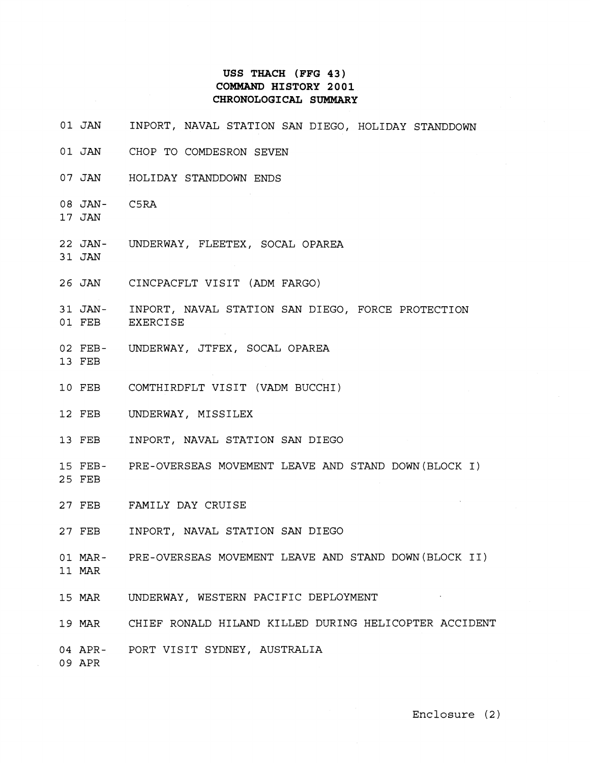# USS THACH (FFG 43)
# COMMAND HISTORY 2001
# CHRONOLOGICAL SUMMARY

| Date | Event |
|---|---|
| 01 JAN | INPORT, NAVAL STATION SAN DIEGO, HOLIDAY STANDDOWN |
| 01 JAN | CHOP TO COMDESRON SEVEN |
| 07 JAN | HOLIDAY STANDDOWN ENDS |
| 08 JAN- 17 JAN | C5RA |
| 22 JAN- 31 JAN | UNDERWAY, FLEETEX, SOCAL OPAREA |
| 26 JAN | CINCPACFLT VISIT (ADM FARGO) |
| 31 JAN- 01 FEB | INPORT, NAVAL STATION SAN DIEGO, FORCE PROTECTION EXERCISE |
| 02 FEB- 13 FEB | UNDERWAY, JTFEX, SOCAL OPAREA |
| 10 FEB | COMTHIRDFLT VISIT (VADM BUCCHI) |
| 12 FEB | UNDERWAY, MISSILEX |
| 13 FEB | INPORT, NAVAL STATION SAN DIEGO |
| 15 FEB- 25 FEB | PRE-OVERSEAS MOVEMENT LEAVE AND STAND DOWN(BLOCK I) |
| 27 FEB | FAMILY DAY CRUISE |
| 27 FEB | INPORT, NAVAL STATION SAN DIEGO |
| 01 MAR- 11 MAR | PRE-OVERSEAS MOVEMENT LEAVE AND STAND DOWN(BLOCK II) |
| 15 MAR | UNDERWAY, WESTERN PACIFIC DEPLOYMENT |
| 19 MAR | CHIEF RONALD HILAND KILLED DURING HELICOPTER ACCIDENT |
| 04 APR- 09 APR | PORT VISIT SYDNEY, AUSTRALIA |

Enclosure (2)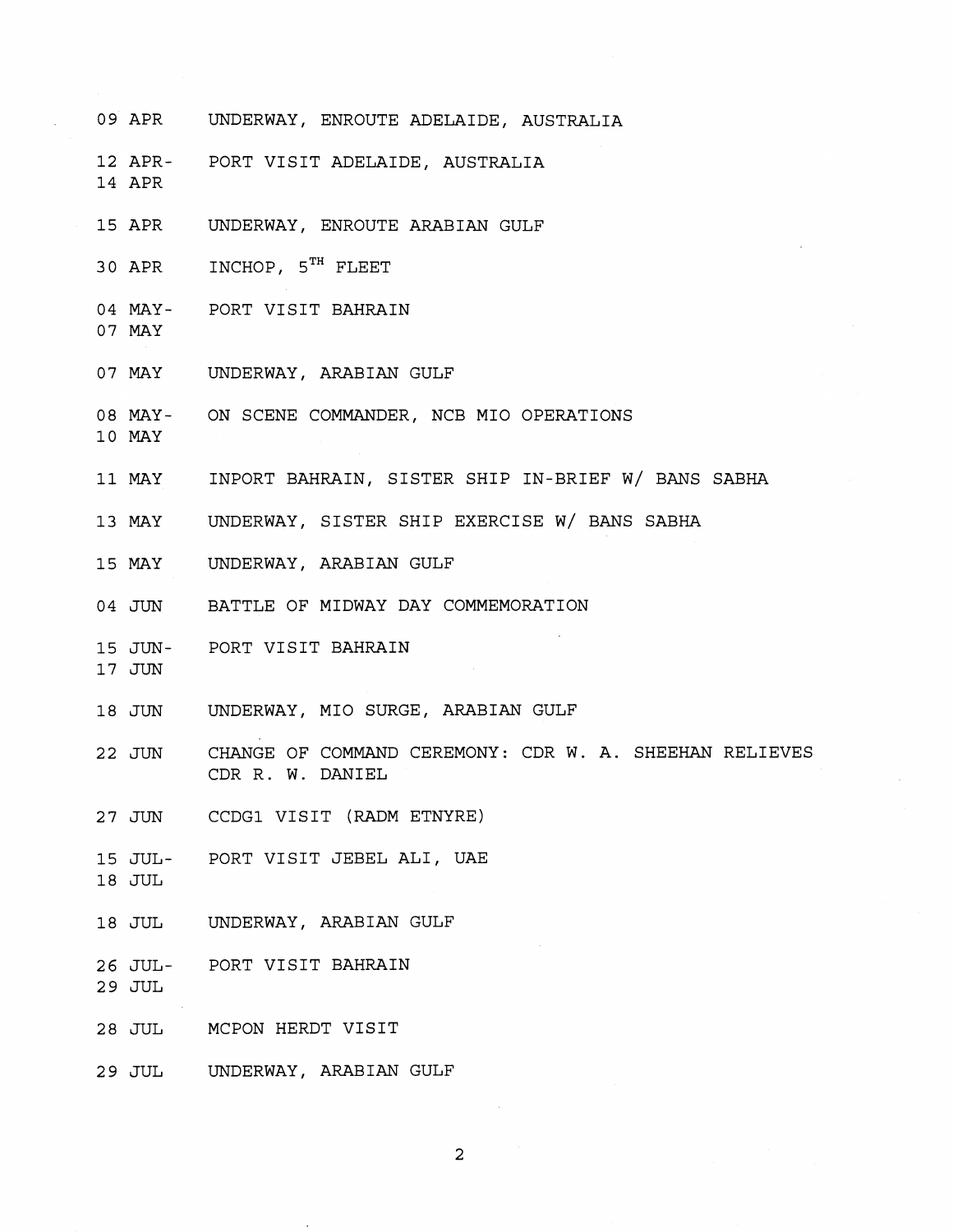| | |
|---|---|
| 09 APR | UNDERWAY, ENROUTE ADELAIDE, AUSTRALIA |
| 12 APR-14 APR | PORT VISIT ADELAIDE, AUSTRALIA |
| 15 APR | UNDERWAY, ENROUTE ARABIAN GULF |
| 30 APR | INCHOP, 5$^{TH}$ FLEET |
| 04 MAY-07 MAY | PORT VISIT BAHRAIN |
| 07 MAY | UNDERWAY, ARABIAN GULF |
| 08 MAY-10 MAY | ON SCENE COMMANDER, NCB MIO OPERATIONS |
| 11 MAY | INPORT BAHRAIN, SISTER SHIP IN-BRIEF W/ BANS SABHA |
| 13 MAY | UNDERWAY, SISTER SHIP EXERCISE W/ BANS SABHA |
| 15 MAY | UNDERWAY, ARABIAN GULF |
| 04 JUN | BATTLE OF MIDWAY DAY COMMEMORATION |
| 15 JUN-17 JUN | PORT VISIT BAHRAIN |
| 18 JUN | UNDERWAY, MIO SURGE, ARABIAN GULF |
| 22 JUN | CHANGE OF COMMAND CEREMONY: CDR W. A. SHEEHAN RELIEVES CDR R. W. DANIEL |
| 27 JUN | CCDG1 VISIT (RADM ETNYRE) |
| 15 JUL-18 JUL | PORT VISIT JEBEL ALI, UAE |
| 18 JUL | UNDERWAY, ARABIAN GULF |
| 26 JUL-29 JUL | PORT VISIT BAHRAIN |
| 28 JUL | MCPON HERDT VISIT |
| 29 JUL | UNDERWAY, ARABIAN GULF |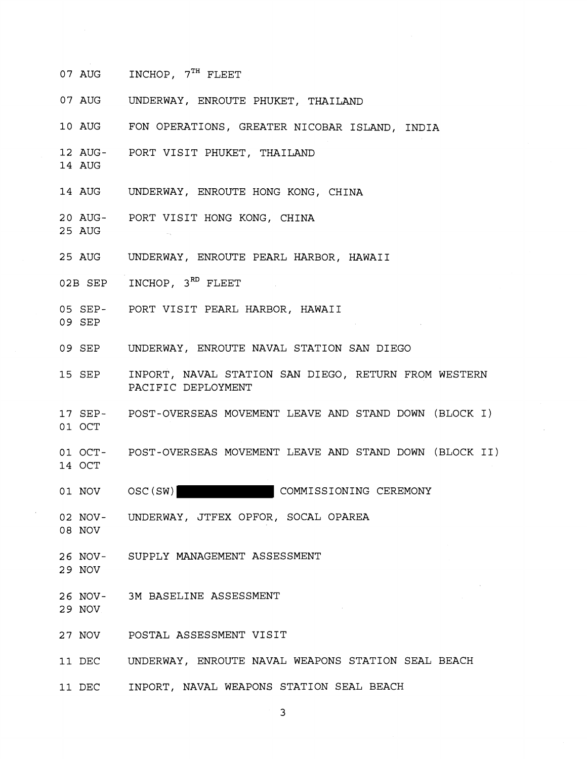| | |
|---|---|
| 07 AUG | INCHOP, 7TH FLEET |
| 07 AUG | UNDERWAY, ENROUTE PHUKET, THAILAND |
| 10 AUG | FON OPERATIONS, GREATER NICOBAR ISLAND, INDIA |
| 12 AUG-14 AUG | PORT VISIT PHUKET, THAILAND |
| 14 AUG | UNDERWAY, ENROUTE HONG KONG, CHINA |
| 20 AUG-25 AUG | PORT VISIT HONG KONG, CHINA |
| 25 AUG | UNDERWAY, ENROUTE PEARL HARBOR, HAWAII |
| 02B SEP | INCHOP, 3RD FLEET |
| 05 SEP-09 SEP | PORT VISIT PEARL HARBOR, HAWAII |
| 09 SEP | UNDERWAY, ENROUTE NAVAL STATION SAN DIEGO |
| 15 SEP | INPORT, NAVAL STATION SAN DIEGO, RETURN FROM WESTERN PACIFIC DEPLOYMENT |
| 17 SEP-01 OCT | POST-OVERSEAS MOVEMENT LEAVE AND STAND DOWN (BLOCK I) |
| 01 OCT-14 OCT | POST-OVERSEAS MOVEMENT LEAVE AND STAND DOWN (BLOCK II) |
| 01 NOV | OSC(SW) [REDACTED] COMMISSIONING CEREMONY |
| 02 NOV-08 NOV | UNDERWAY, JTFEX OPFOR, SOCAL OPAREA |
| 26 NOV-29 NOV | SUPPLY MANAGEMENT ASSESSMENT |
| 26 NOV-29 NOV | 3M BASELINE ASSESSMENT |
| 27 NOV | POSTAL ASSESSMENT VISIT |
| 11 DEC | UNDERWAY, ENROUTE NAVAL WEAPONS STATION SEAL BEACH |
| 11 DEC | INPORT, NAVAL WEAPONS STATION SEAL BEACH |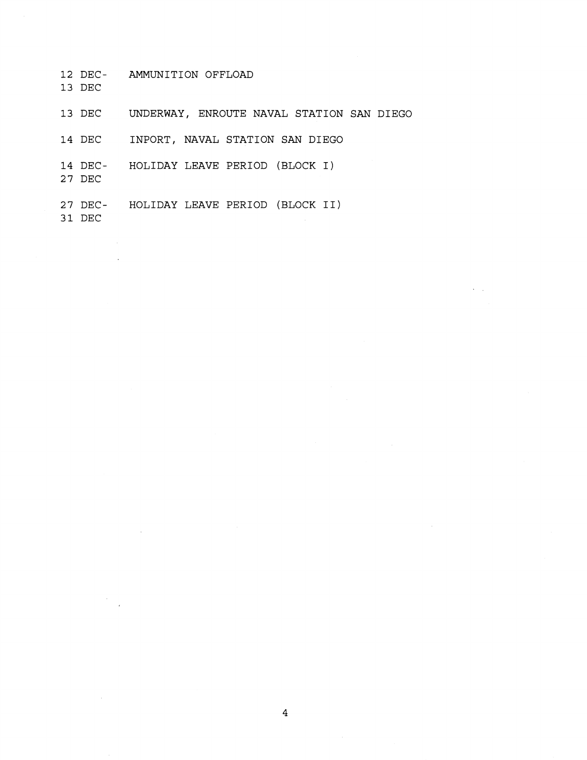12 DEC- 13 DEC AMMUNITION OFFLOAD

13 DEC UNDERWAY, ENROUTE NAVAL STATION SAN DIEGO

14 DEC INPORT, NAVAL STATION SAN DIEGO

14 DEC- 27 DEC HOLIDAY LEAVE PERIOD (BLOCK I)

27 DEC- 31 DEC HOLIDAY LEAVE PERIOD (BLOCK II)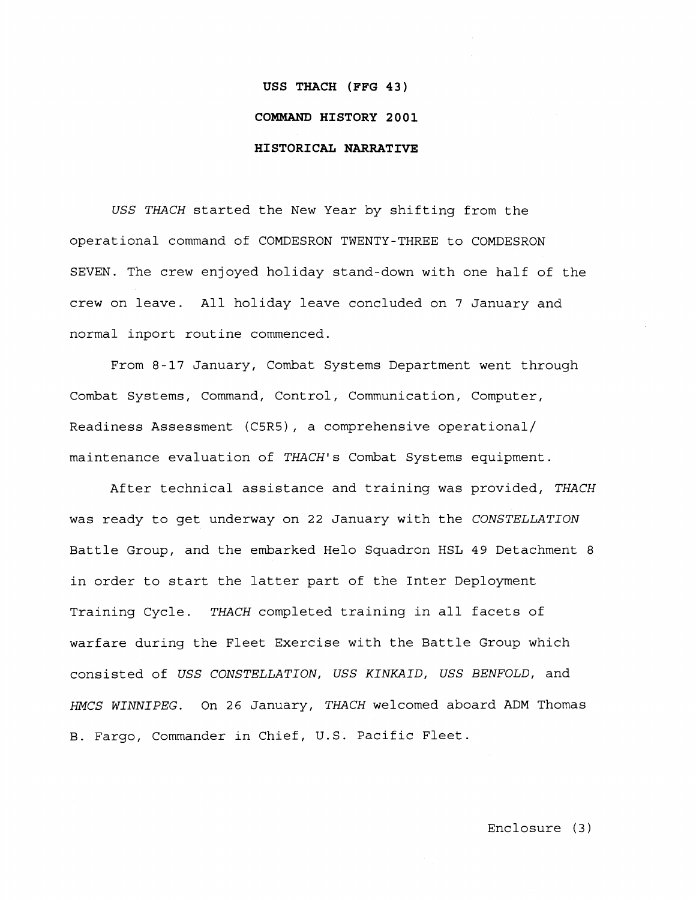**USS THACH (FFG 43)**

**COMMAND HISTORY 2001**

**HISTORICAL NARRATIVE**

*USS THACH* started the New Year by shifting from the operational command of COMDESRON TWENTY-THREE to COMDESRON SEVEN. The crew enjoyed holiday stand-down with one half of the crew on leave. All holiday leave concluded on 7 January and normal inport routine commenced.

From 8-17 January, Combat Systems Department went through Combat Systems, Command, Control, Communication, Computer, Readiness Assessment (C5R5), a comprehensive operational/ maintenance evaluation of *THACH*'s Combat Systems equipment.

After technical assistance and training was provided, *THACH* was ready to get underway on 22 January with the *CONSTELLATION* Battle Group, and the embarked Helo Squadron HSL 49 Detachment 8 in order to start the latter part of the Inter Deployment Training Cycle. *THACH* completed training in all facets of warfare during the Fleet Exercise with the Battle Group which consisted of *USS CONSTELLATION*, *USS KINKAID*, *USS BENFOLD*, and *HMCS WINNIPEG*. On 26 January, *THACH* welcomed aboard ADM Thomas B. Fargo, Commander in Chief, U.S. Pacific Fleet.

Enclosure (3)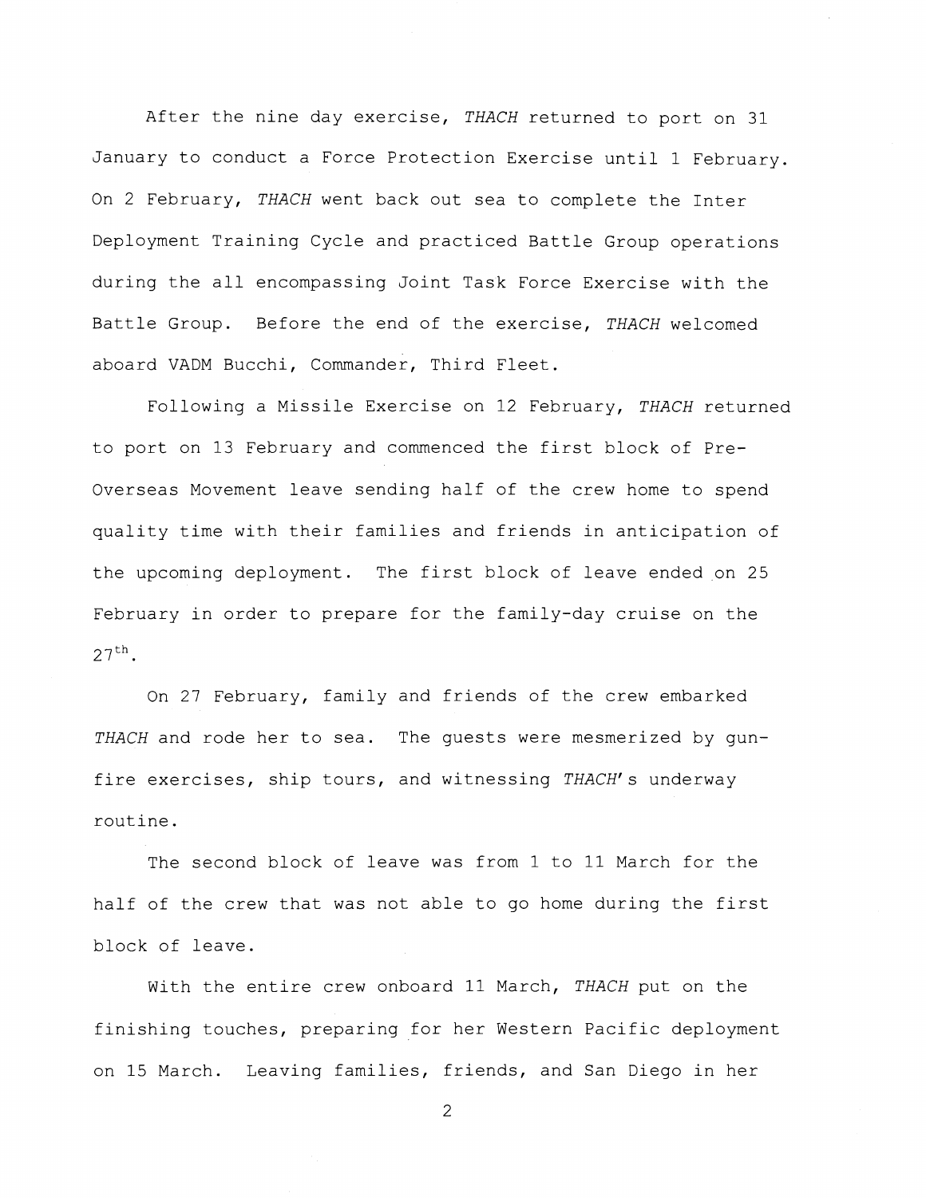After the nine day exercise, *THACH* returned to port on 31 January to conduct a Force Protection Exercise until 1 February. On 2 February, *THACH* went back out sea to complete the Inter Deployment Training Cycle and practiced Battle Group operations during the all encompassing Joint Task Force Exercise with the Battle Group. Before the end of the exercise, *THACH* welcomed aboard VADM Bucchi, Commander, Third Fleet.

Following a Missile Exercise on 12 February, *THACH* returned to port on 13 February and commenced the first block of Pre-Overseas Movement leave sending half of the crew home to spend quality time with their families and friends in anticipation of the upcoming deployment. The first block of leave ended on 25 February in order to prepare for the family-day cruise on the 27th.

On 27 February, family and friends of the crew embarked *THACH* and rode her to sea. The guests were mesmerized by gun-fire exercises, ship tours, and witnessing *THACH*'s underway routine.

The second block of leave was from 1 to 11 March for the half of the crew that was not able to go home during the first block of leave.

With the entire crew onboard 11 March, *THACH* put on the finishing touches, preparing for her Western Pacific deployment on 15 March. Leaving families, friends, and San Diego in her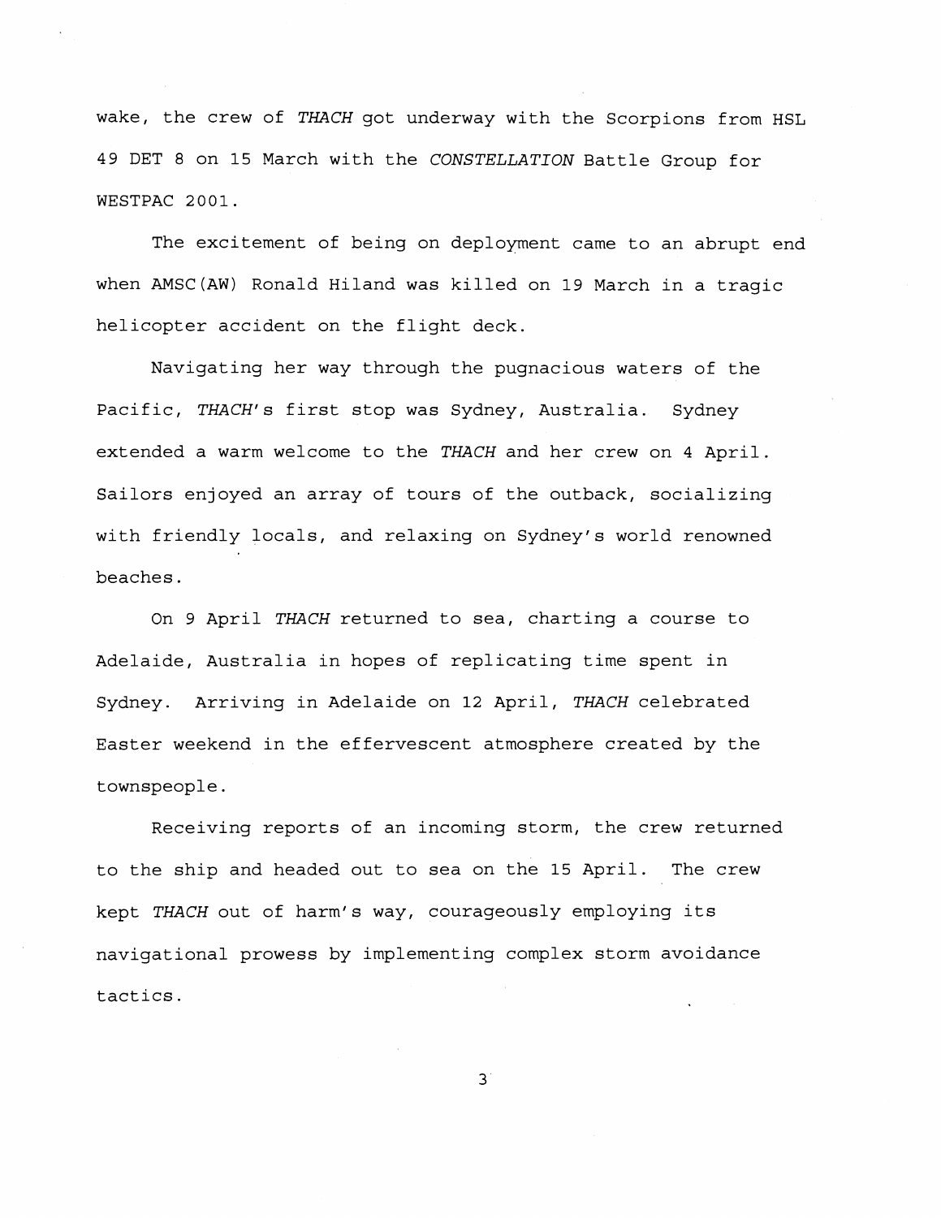wake, the crew of *THACH* got underway with the Scorpions from HSL 49 DET 8 on 15 March with the *CONSTELLATION* Battle Group for WESTPAC 2001.

The excitement of being on deployment came to an abrupt end when AMSC(AW) Ronald Hiland was killed on 19 March in a tragic helicopter accident on the flight deck.

Navigating her way through the pugnacious waters of the Pacific, *THACH*'s first stop was Sydney, Australia. Sydney extended a warm welcome to the *THACH* and her crew on 4 April. Sailors enjoyed an array of tours of the outback, socializing with friendly locals, and relaxing on Sydney's world renowned beaches.

On 9 April *THACH* returned to sea, charting a course to Adelaide, Australia in hopes of replicating time spent in Sydney. Arriving in Adelaide on 12 April, *THACH* celebrated Easter weekend in the effervescent atmosphere created by the townspeople.

Receiving reports of an incoming storm, the crew returned to the ship and headed out to sea on the 15 April. The crew kept *THACH* out of harm's way, courageously employing its navigational prowess by implementing complex storm avoidance tactics.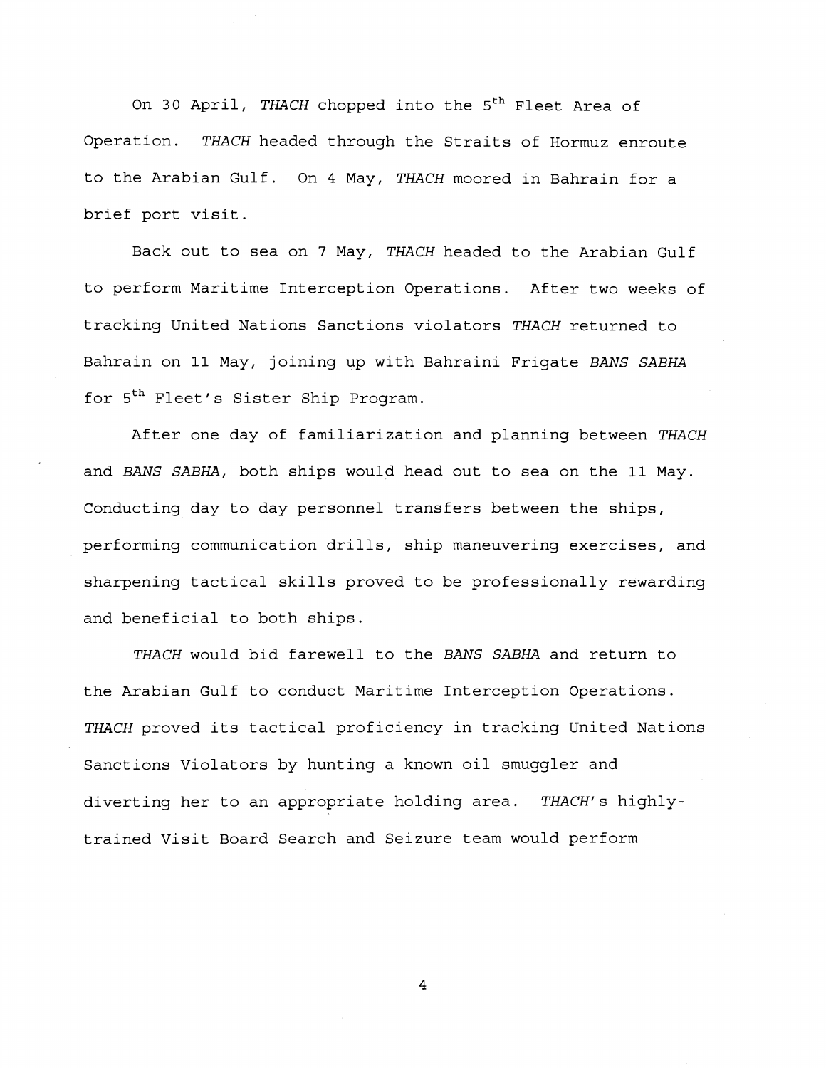On 30 April, *THACH* chopped into the 5th Fleet Area of Operation. *THACH* headed through the Straits of Hormuz enroute to the Arabian Gulf. On 4 May, *THACH* moored in Bahrain for a brief port visit.

Back out to sea on 7 May, *THACH* headed to the Arabian Gulf to perform Maritime Interception Operations. After two weeks of tracking United Nations Sanctions violators *THACH* returned to Bahrain on 11 May, joining up with Bahraini Frigate *BANS SABHA* for 5th Fleet's Sister Ship Program.

After one day of familiarization and planning between *THACH* and *BANS SABHA*, both ships would head out to sea on the 11 May. Conducting day to day personnel transfers between the ships, performing communication drills, ship maneuvering exercises, and sharpening tactical skills proved to be professionally rewarding and beneficial to both ships.

*THACH* would bid farewell to the *BANS SABHA* and return to the Arabian Gulf to conduct Maritime Interception Operations. *THACH* proved its tactical proficiency in tracking United Nations Sanctions Violators by hunting a known oil smuggler and diverting her to an appropriate holding area. *THACH*'s highly-trained Visit Board Search and Seizure team would perform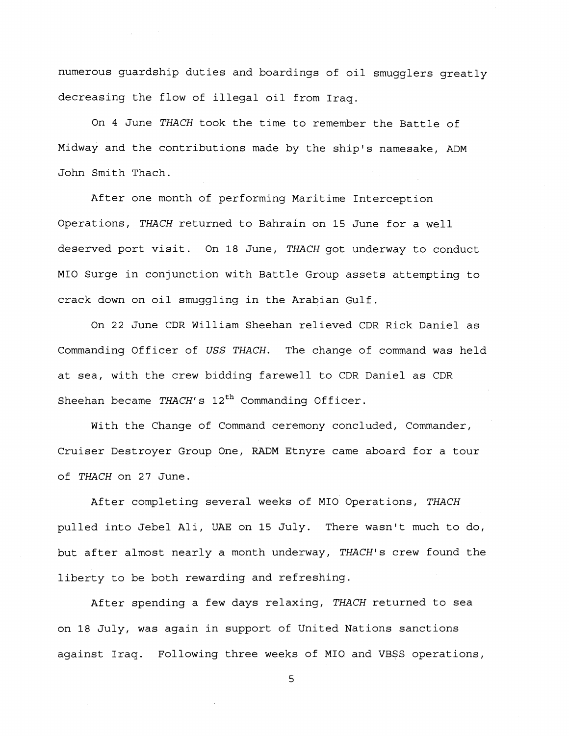numerous guardship duties and boardings of oil smugglers greatly decreasing the flow of illegal oil from Iraq.

On 4 June *THACH* took the time to remember the Battle of Midway and the contributions made by the ship's namesake, ADM John Smith Thach.

After one month of performing Maritime Interception Operations, *THACH* returned to Bahrain on 15 June for a well deserved port visit. On 18 June, *THACH* got underway to conduct MIO Surge in conjunction with Battle Group assets attempting to crack down on oil smuggling in the Arabian Gulf.

On 22 June CDR William Sheehan relieved CDR Rick Daniel as Commanding Officer of *USS THACH*. The change of command was held at sea, with the crew bidding farewell to CDR Daniel as CDR Sheehan became *THACH*'s 12th Commanding Officer.

With the Change of Command ceremony concluded, Commander, Cruiser Destroyer Group One, RADM Etnyre came aboard for a tour of *THACH* on 27 June.

After completing several weeks of MIO Operations, *THACH* pulled into Jebel Ali, UAE on 15 July. There wasn't much to do, but after almost nearly a month underway, *THACH*'s crew found the liberty to be both rewarding and refreshing.

After spending a few days relaxing, *THACH* returned to sea on 18 July, was again in support of United Nations sanctions against Iraq. Following three weeks of MIO and VBSS operations,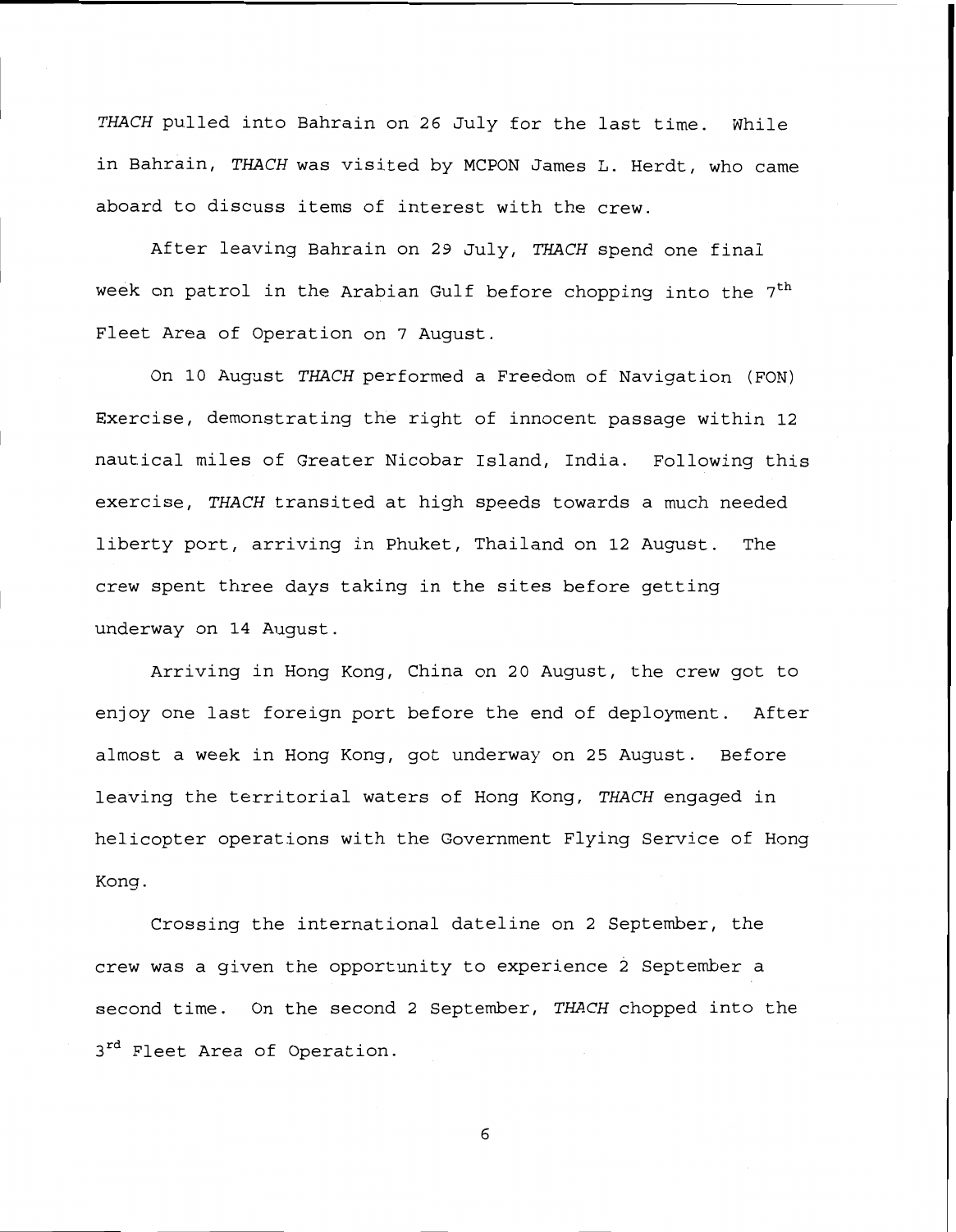*THACH* pulled into Bahrain on 26 July for the last time. While in Bahrain, *THACH* was visited by MCPON James L. Herdt, who came aboard to discuss items of interest with the crew.

After leaving Bahrain on 29 July, *THACH* spend one final week on patrol in the Arabian Gulf before chopping into the 7th Fleet Area of Operation on 7 August.

On 10 August *THACH* performed a Freedom of Navigation (FON) Exercise, demonstrating the right of innocent passage within 12 nautical miles of Greater Nicobar Island, India. Following this exercise, *THACH* transited at high speeds towards a much needed liberty port, arriving in Phuket, Thailand on 12 August. The crew spent three days taking in the sites before getting underway on 14 August.

Arriving in Hong Kong, China on 20 August, the crew got to enjoy one last foreign port before the end of deployment. After almost a week in Hong Kong, got underway on 25 August. Before leaving the territorial waters of Hong Kong, *THACH* engaged in helicopter operations with the Government Flying Service of Hong Kong.

Crossing the international dateline on 2 September, the crew was a given the opportunity to experience 2 September a second time. On the second 2 September, *THACH* chopped into the 3rd Fleet Area of Operation.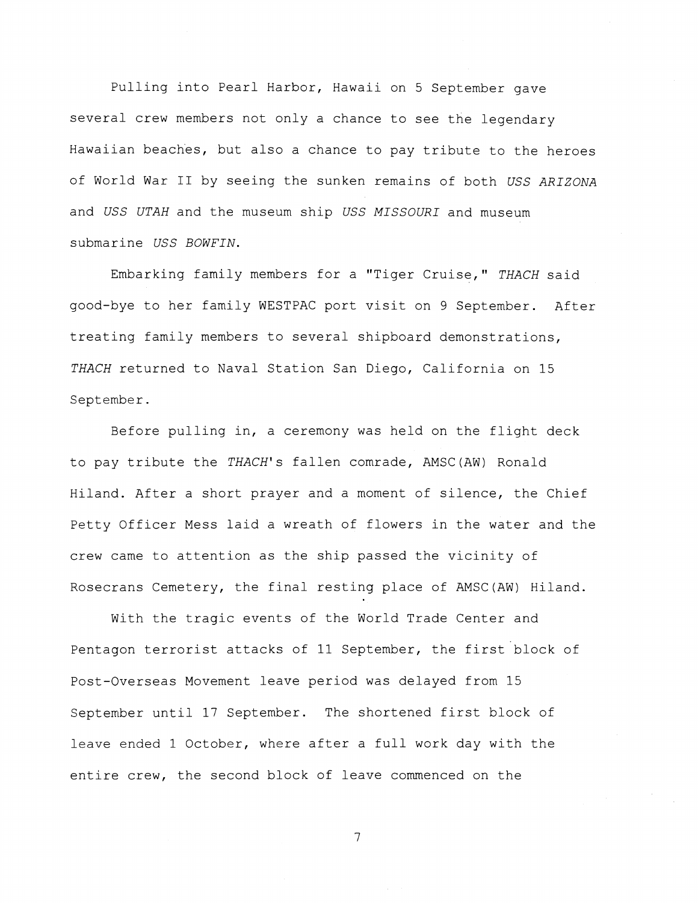Pulling into Pearl Harbor, Hawaii on 5 September gave several crew members not only a chance to see the legendary Hawaiian beaches, but also a chance to pay tribute to the heroes of World War II by seeing the sunken remains of both *USS ARIZONA* and *USS UTAH* and the museum ship *USS MISSOURI* and museum submarine *USS BOWFIN*.

Embarking family members for a "Tiger Cruise," *THACH* said good-bye to her family WESTPAC port visit on 9 September. After treating family members to several shipboard demonstrations, *THACH* returned to Naval Station San Diego, California on 15 September.

Before pulling in, a ceremony was held on the flight deck to pay tribute the *THACH*'s fallen comrade, AMSC(AW) Ronald Hiland. After a short prayer and a moment of silence, the Chief Petty Officer Mess laid a wreath of flowers in the water and the crew came to attention as the ship passed the vicinity of Rosecrans Cemetery, the final resting place of AMSC(AW) Hiland.

With the tragic events of the World Trade Center and Pentagon terrorist attacks of 11 September, the first block of Post-Overseas Movement leave period was delayed from 15 September until 17 September. The shortened first block of leave ended 1 October, where after a full work day with the entire crew, the second block of leave commenced on the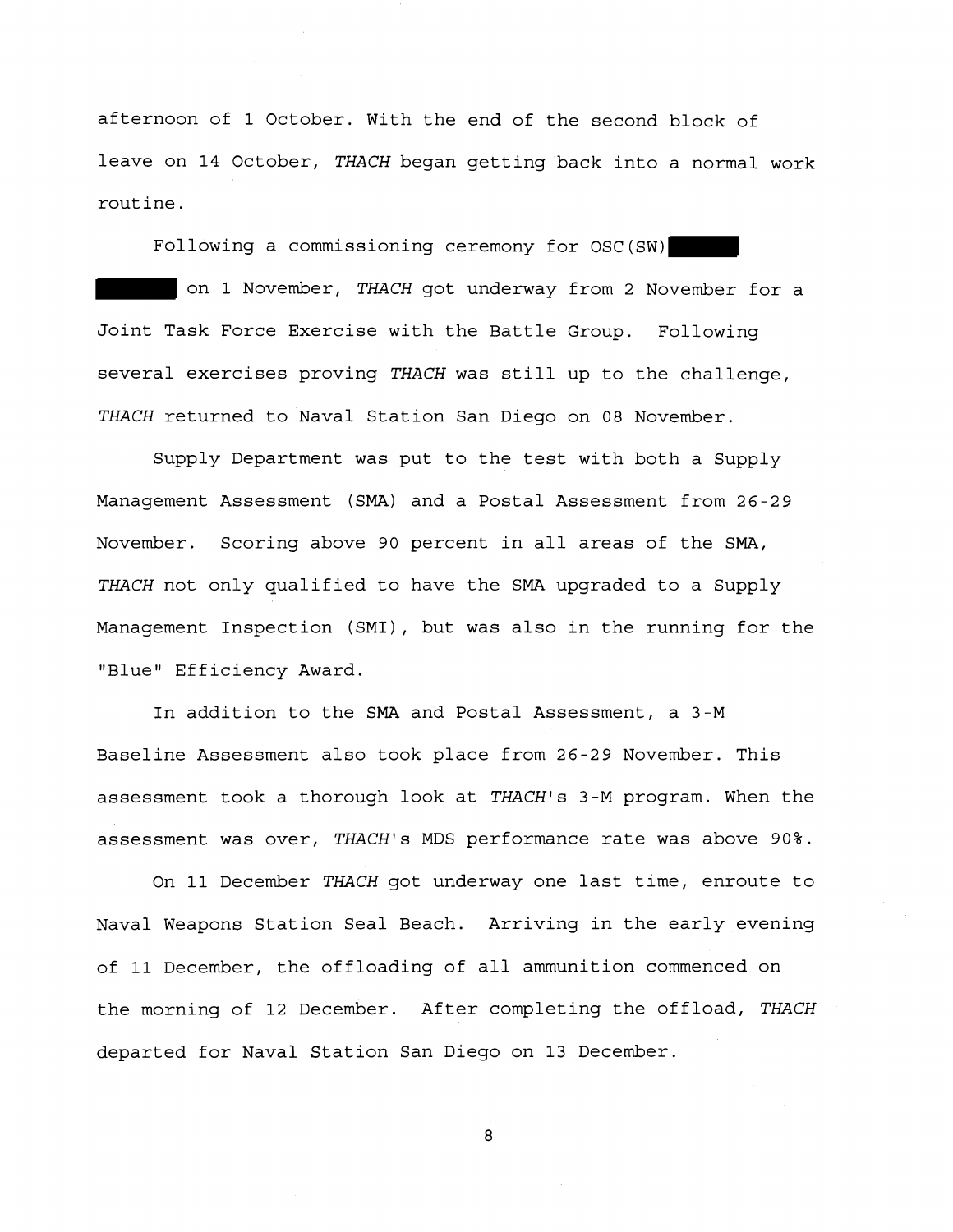afternoon of 1 October. With the end of the second block of leave on 14 October, *THACH* began getting back into a normal work routine.

Following a commissioning ceremony for OSC(SW) ██████ ██████ on 1 November, *THACH* got underway from 2 November for a Joint Task Force Exercise with the Battle Group. Following several exercises proving *THACH* was still up to the challenge, *THACH* returned to Naval Station San Diego on 08 November.

Supply Department was put to the test with both a Supply Management Assessment (SMA) and a Postal Assessment from 26-29 November. Scoring above 90 percent in all areas of the SMA, *THACH* not only qualified to have the SMA upgraded to a Supply Management Inspection (SMI), but was also in the running for the "Blue" Efficiency Award.

In addition to the SMA and Postal Assessment, a 3-M Baseline Assessment also took place from 26-29 November. This assessment took a thorough look at *THACH*'s 3-M program. When the assessment was over, *THACH*'s MDS performance rate was above 90%.

On 11 December *THACH* got underway one last time, enroute to Naval Weapons Station Seal Beach. Arriving in the early evening of 11 December, the offloading of all ammunition commenced on the morning of 12 December. After completing the offload, *THACH* departed for Naval Station San Diego on 13 December.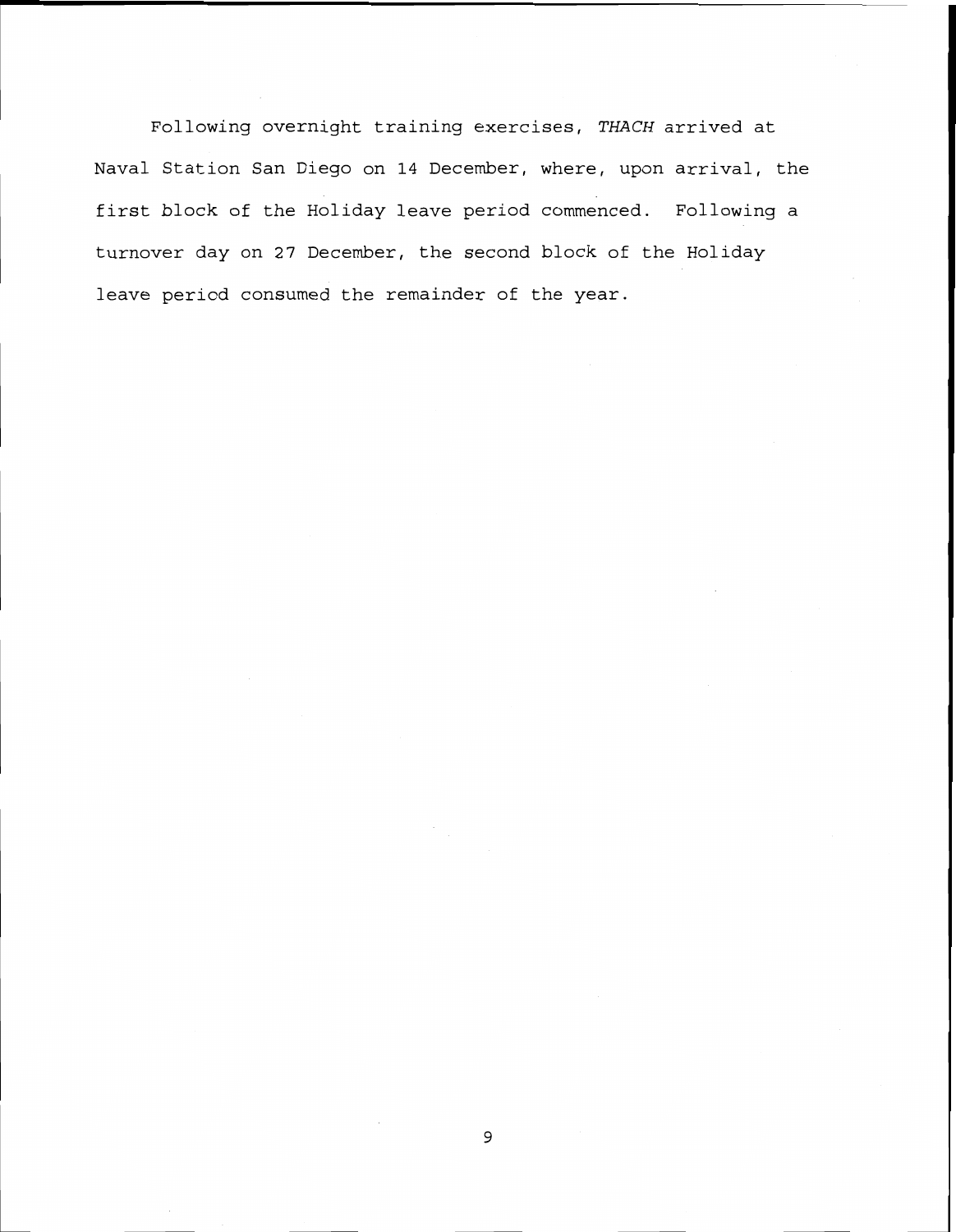Following overnight training exercises, *THACH* arrived at Naval Station San Diego on 14 December, where, upon arrival, the first block of the Holiday leave period commenced. Following a turnover day on 27 December, the second block of the Holiday leave period consumed the remainder of the year.